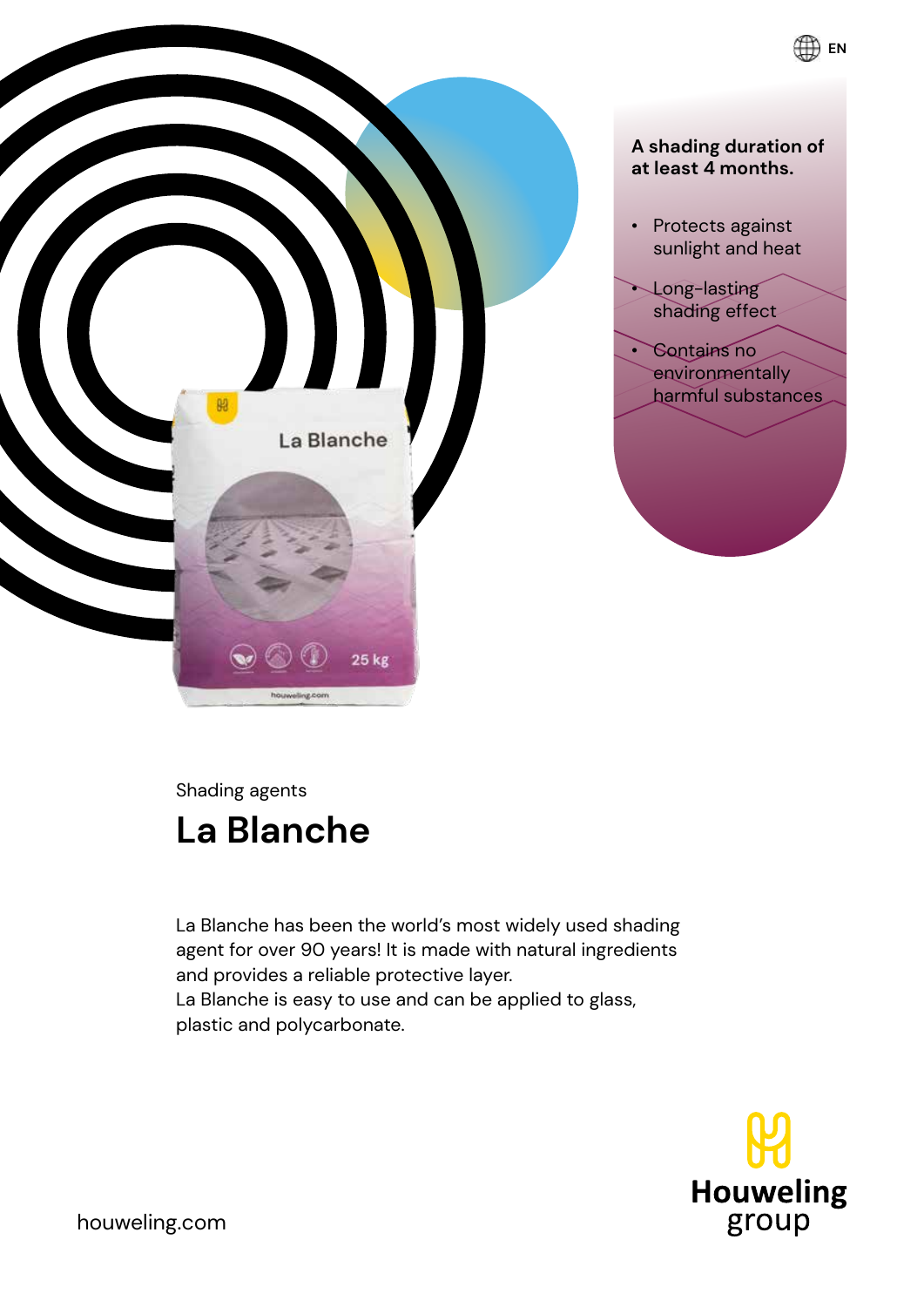EN

**A shading duration of at least 4 months.**

- Protects against sunlight and heat
- Long-lasting shading effect
- Contains no environmentally harmful substances

Shading agents

# La Blanche

La Blanche has been the world's most widely used shading agent for over 90 years! It is made with natural ingredients and provides a reliable protective layer.
La Blanche is easy to use and can be applied to glass, plastic and polycarbonate.

houweling.com

Houweling group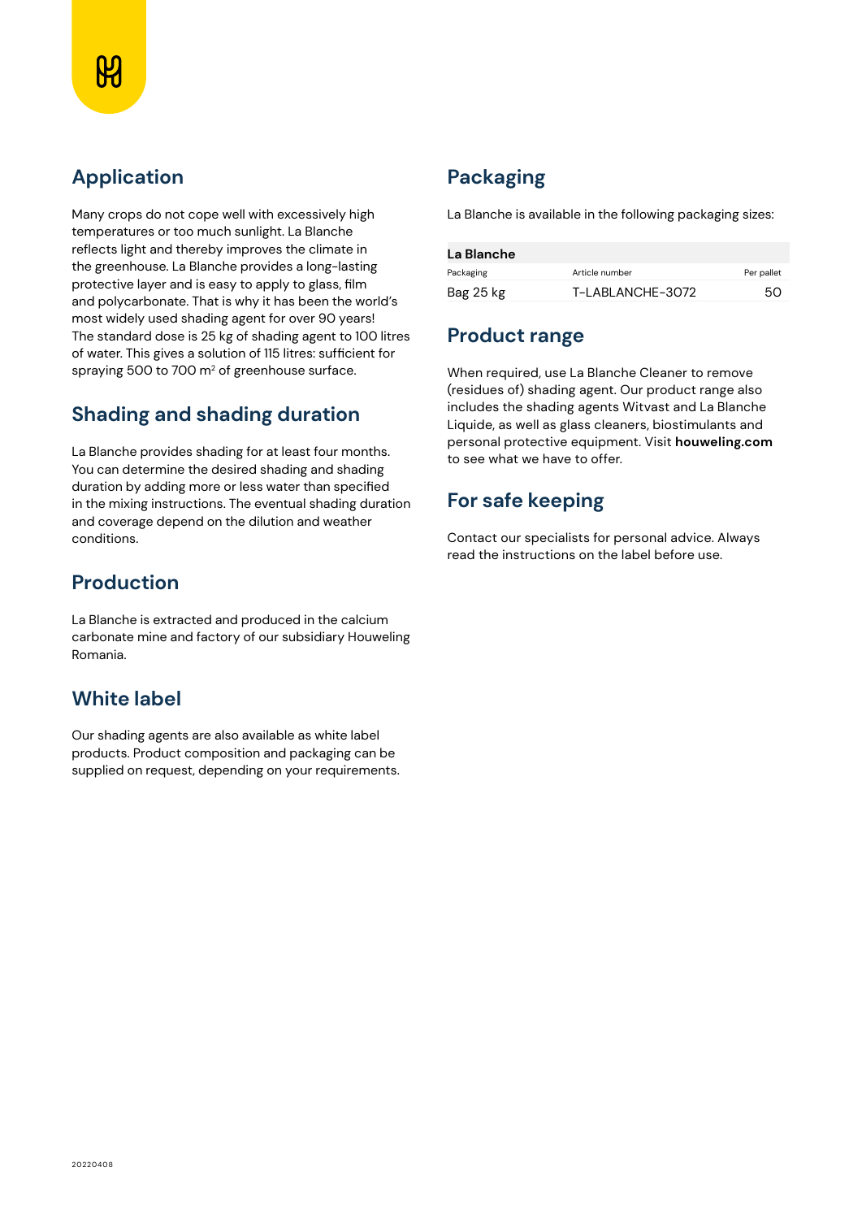## Application

Many crops do not cope well with excessively high temperatures or too much sunlight. La Blanche reflects light and thereby improves the climate in the greenhouse. La Blanche provides a long-lasting protective layer and is easy to apply to glass, film and polycarbonate. That is why it has been the world's most widely used shading agent for over 90 years! The standard dose is 25 kg of shading agent to 100 litres of water. This gives a solution of 115 litres: sufficient for spraying 500 to 700 m² of greenhouse surface.

## Shading and shading duration

La Blanche provides shading for at least four months. You can determine the desired shading and shading duration by adding more or less water than specified in the mixing instructions. The eventual shading duration and coverage depend on the dilution and weather conditions.

## Production

La Blanche is extracted and produced in the calcium carbonate mine and factory of our subsidiary Houweling Romania.

## White label

Our shading agents are also available as white label products. Product composition and packaging can be supplied on request, depending on your requirements.

## Packaging

La Blanche is available in the following packaging sizes:

| La Blanche | | |
|---|---|---|
| Packaging | Article number | Per pallet |
| Bag 25 kg | T-LABLANCHE-3072 | 50 |

## Product range

When required, use La Blanche Cleaner to remove (residues of) shading agent. Our product range also includes the shading agents Witvast and La Blanche Liquide, as well as glass cleaners, biostimulants and personal protective equipment. Visit **houweling.com** to see what we have to offer.

## For safe keeping

Contact our specialists for personal advice. Always read the instructions on the label before use.

20220408